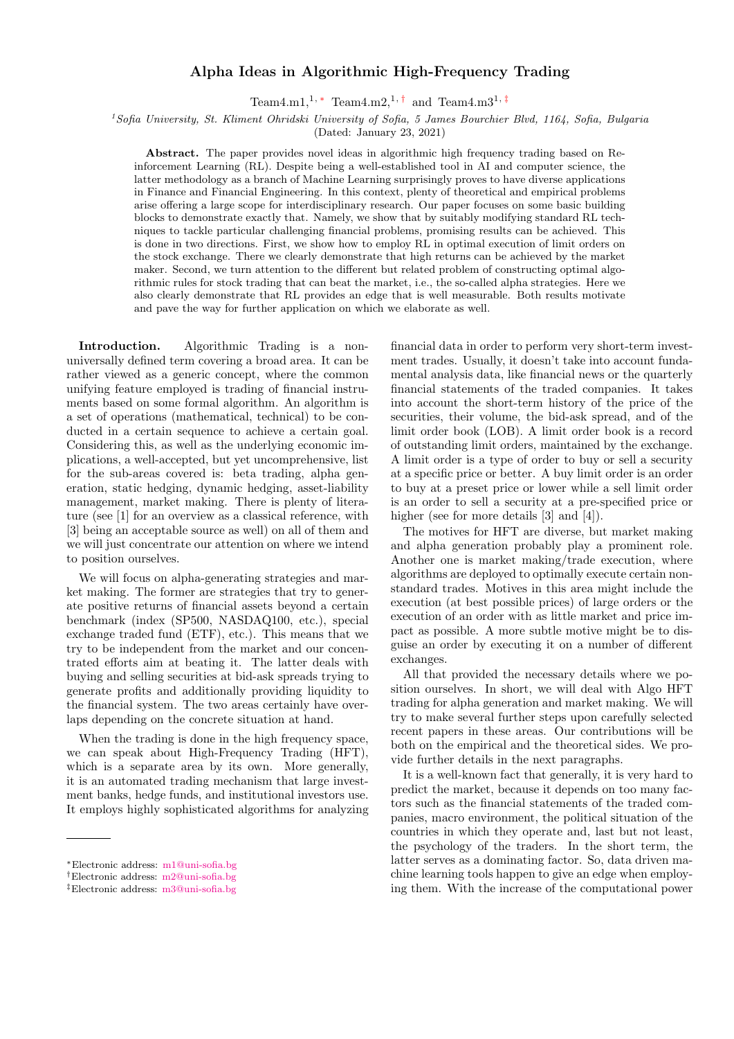# Alpha Ideas in Algorithmic High-Frequency Trading

Team4.m1,[1,*] Team4.m2,[1,†] and Team4.m3[1,‡]

[1] *Sofia University, St. Kliment Ohridski University of Sofia, 5 James Bourchier Blvd, 1164, Sofia, Bulgaria*

(Dated: January 23, 2021)

**Abstract.** The paper provides novel ideas in algorithmic high frequency trading based on Reinforcement Learning (RL). Despite being a well-established tool in AI and computer science, the latter methodology as a branch of Machine Learning surprisingly proves to have diverse applications in Finance and Financial Engineering. In this context, plenty of theoretical and empirical problems arise offering a large scope for interdisciplinary research. Our paper focuses on some basic building blocks to demonstrate exactly that. Namely, we show that by suitably modifying standard RL techniques to tackle particular challenging financial problems, promising results can be achieved. This is done in two directions. First, we show how to employ RL in optimal execution of limit orders on the stock exchange. There we clearly demonstrate that high returns can be achieved by the market maker. Second, we turn attention to the different but related problem of constructing optimal algorithmic rules for stock trading that can beat the market, i.e., the so-called alpha strategies. Here we also clearly demonstrate that RL provides an edge that is well measurable. Both results motivate and pave the way for further application on which we elaborate as well.

**Introduction.** Algorithmic Trading is a non-universally defined term covering a broad area. It can be rather viewed as a generic concept, where the common unifying feature employed is trading of financial instruments based on some formal algorithm. An algorithm is a set of operations (mathematical, technical) to be conducted in a certain sequence to achieve a certain goal. Considering this, as well as the underlying economic implications, a well-accepted, but yet uncomprehensive, list for the sub-areas covered is: beta trading, alpha generation, static hedging, dynamic hedging, asset-liability management, market making. There is plenty of literature (see [1] for an overview as a classical reference, with [3] being an acceptable source as well) on all of them and we will just concentrate our attention on where we intend to position ourselves.

We will focus on alpha-generating strategies and market making. The former are strategies that try to generate positive returns of financial assets beyond a certain benchmark (index (SP500, NASDAQ100, etc.), special exchange traded fund (ETF), etc.). This means that we try to be independent from the market and our concentrated efforts aim at beating it. The latter deals with buying and selling securities at bid-ask spreads trying to generate profits and additionally providing liquidity to the financial system. The two areas certainly have overlaps depending on the concrete situation at hand.

When the trading is done in the high frequency space, we can speak about High-Frequency Trading (HFT), which is a separate area by its own. More generally, it is an automated trading mechanism that large investment banks, hedge funds, and institutional investors use. It employs highly sophisticated algorithms for analyzing financial data in order to perform very short-term investment trades. Usually, it doesn't take into account fundamental analysis data, like financial news or the quarterly financial statements of the traded companies. It takes into account the short-term history of the price of the securities, their volume, the bid-ask spread, and of the limit order book (LOB). A limit order book is a record of outstanding limit orders, maintained by the exchange. A limit order is a type of order to buy or sell a security at a specific price or better. A buy limit order is an order to buy at a preset price or lower while a sell limit order is an order to sell a security at a pre-specified price or higher (see for more details [3] and [4]).

The motives for HFT are diverse, but market making and alpha generation probably play a prominent role. Another one is market making/trade execution, where algorithms are deployed to optimally execute certain non-standard trades. Motives in this area might include the execution (at best possible prices) of large orders or the execution of an order with as little market and price impact as possible. A more subtle motive might be to disguise an order by executing it on a number of different exchanges.

All that provided the necessary details where we position ourselves. In short, we will deal with Algo HFT trading for alpha generation and market making. We will try to make several further steps upon carefully selected recent papers in these areas. Our contributions will be both on the empirical and the theoretical sides. We provide further details in the next paragraphs.

It is a well-known fact that generally, it is very hard to predict the market, because it depends on too many factors such as the financial statements of the traded companies, macro environment, the political situation of the countries in which they operate and, last but not least, the psychology of the traders. In the short term, the latter serves as a dominating factor. So, data driven machine learning tools happen to give an edge when employing them. With the increase of the computational power

---

[*] Electronic address: m1@uni-sofia.bg

[†] Electronic address: m2@uni-sofia.bg

[‡] Electronic address: m3@uni-sofia.bg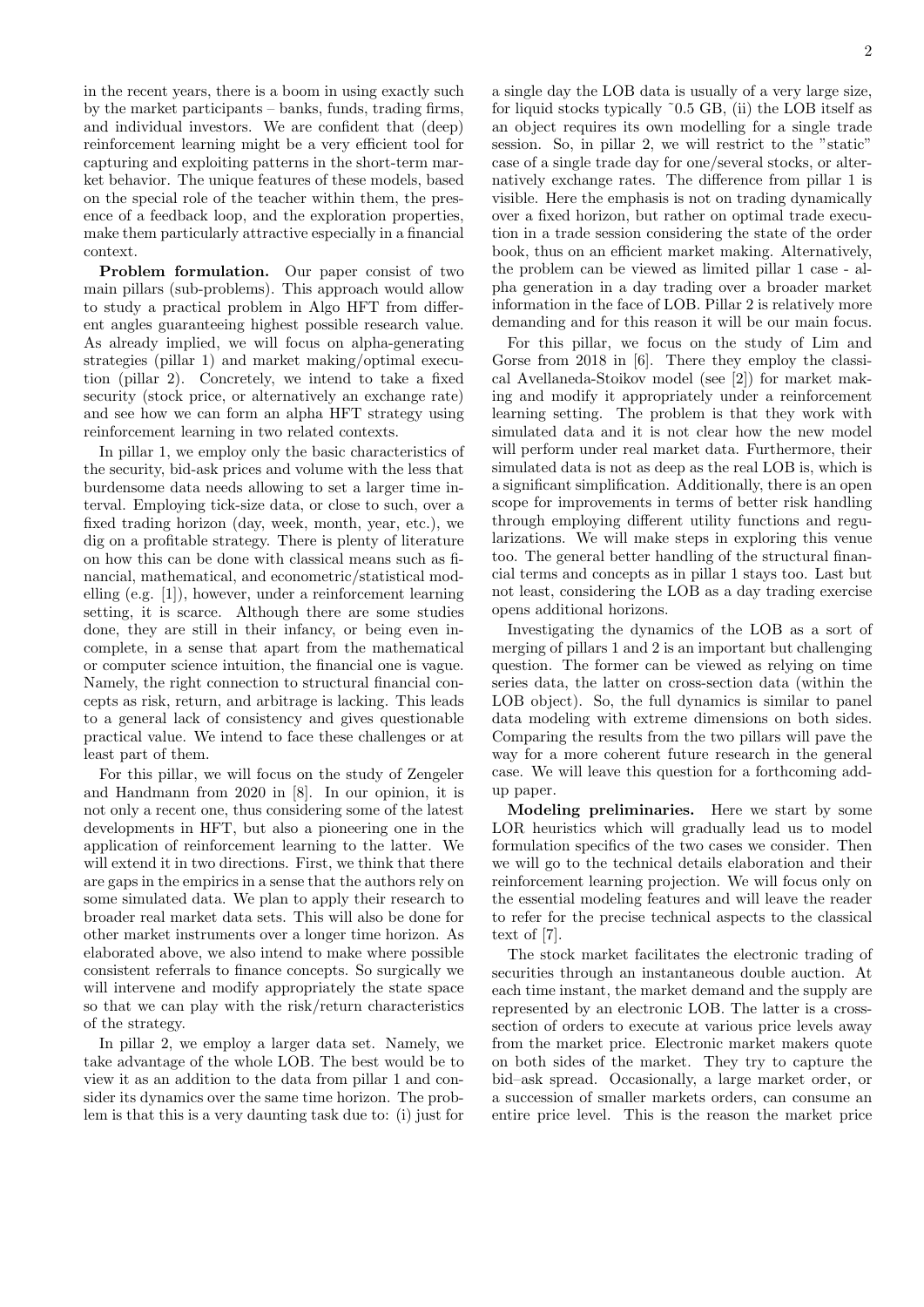in the recent years, there is a boom in using exactly such by the market participants – banks, funds, trading firms, and individual investors. We are confident that (deep) reinforcement learning might be a very efficient tool for capturing and exploiting patterns in the short-term market behavior. The unique features of these models, based on the special role of the teacher within them, the presence of a feedback loop, and the exploration properties, make them particularly attractive especially in a financial context.

**Problem formulation.** Our paper consist of two main pillars (sub-problems). This approach would allow to study a practical problem in Algo HFT from different angles guaranteeing highest possible research value. As already implied, we will focus on alpha-generating strategies (pillar 1) and market making/optimal execution (pillar 2). Concretely, we intend to take a fixed security (stock price, or alternatively an exchange rate) and see how we can form an alpha HFT strategy using reinforcement learning in two related contexts.

In pillar 1, we employ only the basic characteristics of the security, bid-ask prices and volume with the less that burdensome data needs allowing to set a larger time interval. Employing tick-size data, or close to such, over a fixed trading horizon (day, week, month, year, etc.), we dig on a profitable strategy. There is plenty of literature on how this can be done with classical means such as financial, mathematical, and econometric/statistical modelling (e.g. [1]), however, under a reinforcement learning setting, it is scarce. Although there are some studies done, they are still in their infancy, or being even incomplete, in a sense that apart from the mathematical or computer science intuition, the financial one is vague. Namely, the right connection to structural financial concepts as risk, return, and arbitrage is lacking. This leads to a general lack of consistency and gives questionable practical value. We intend to face these challenges or at least part of them.

For this pillar, we will focus on the study of Zengeler and Handmann from 2020 in [8]. In our opinion, it is not only a recent one, thus considering some of the latest developments in HFT, but also a pioneering one in the application of reinforcement learning to the latter. We will extend it in two directions. First, we think that there are gaps in the empirics in a sense that the authors rely on some simulated data. We plan to apply their research to broader real market data sets. This will also be done for other market instruments over a longer time horizon. As elaborated above, we also intend to make where possible consistent referrals to finance concepts. So surgically we will intervene and modify appropriately the state space so that we can play with the risk/return characteristics of the strategy.

In pillar 2, we employ a larger data set. Namely, we take advantage of the whole LOB. The best would be to view it as an addition to the data from pillar 1 and consider its dynamics over the same time horizon. The problem is that this is a very daunting task due to: (i) just for a single day the LOB data is usually of a very large size, for liquid stocks typically ~0.5 GB, (ii) the LOB itself as an object requires its own modelling for a single trade session. So, in pillar 2, we will restrict to the "static" case of a single trade day for one/several stocks, or alternatively exchange rates. The difference from pillar 1 is visible. Here the emphasis is not on trading dynamically over a fixed horizon, but rather on optimal trade execution in a trade session considering the state of the order book, thus on an efficient market making. Alternatively, the problem can be viewed as limited pillar 1 case - alpha generation in a day trading over a broader market information in the face of LOB. Pillar 2 is relatively more demanding and for this reason it will be our main focus.

For this pillar, we focus on the study of Lim and Gorse from 2018 in [6]. There they employ the classical Avellaneda-Stoikov model (see [2]) for market making and modify it appropriately under a reinforcement learning setting. The problem is that they work with simulated data and it is not clear how the new model will perform under real market data. Furthermore, their simulated data is not as deep as the real LOB is, which is a significant simplification. Additionally, there is an open scope for improvements in terms of better risk handling through employing different utility functions and regularizations. We will make steps in exploring this venue too. The general better handling of the structural financial terms and concepts as in pillar 1 stays too. Last but not least, considering the LOB as a day trading exercise opens additional horizons.

Investigating the dynamics of the LOB as a sort of merging of pillars 1 and 2 is an important but challenging question. The former can be viewed as relying on time series data, the latter on cross-section data (within the LOB object). So, the full dynamics is similar to panel data modeling with extreme dimensions on both sides. Comparing the results from the two pillars will pave the way for a more coherent future research in the general case. We will leave this question for a forthcoming add-up paper.

**Modeling preliminaries.** Here we start by some LOR heuristics which will gradually lead us to model formulation specifics of the two cases we consider. Then we will go to the technical details elaboration and their reinforcement learning projection. We will focus only on the essential modeling features and will leave the reader to refer for the precise technical aspects to the classical text of [7].

The stock market facilitates the electronic trading of securities through an instantaneous double auction. At each time instant, the market demand and the supply are represented by an electronic LOB. The latter is a cross-section of orders to execute at various price levels away from the market price. Electronic market makers quote on both sides of the market. They try to capture the bid–ask spread. Occasionally, a large market order, or a succession of smaller markets orders, can consume an entire price level. This is the reason the market price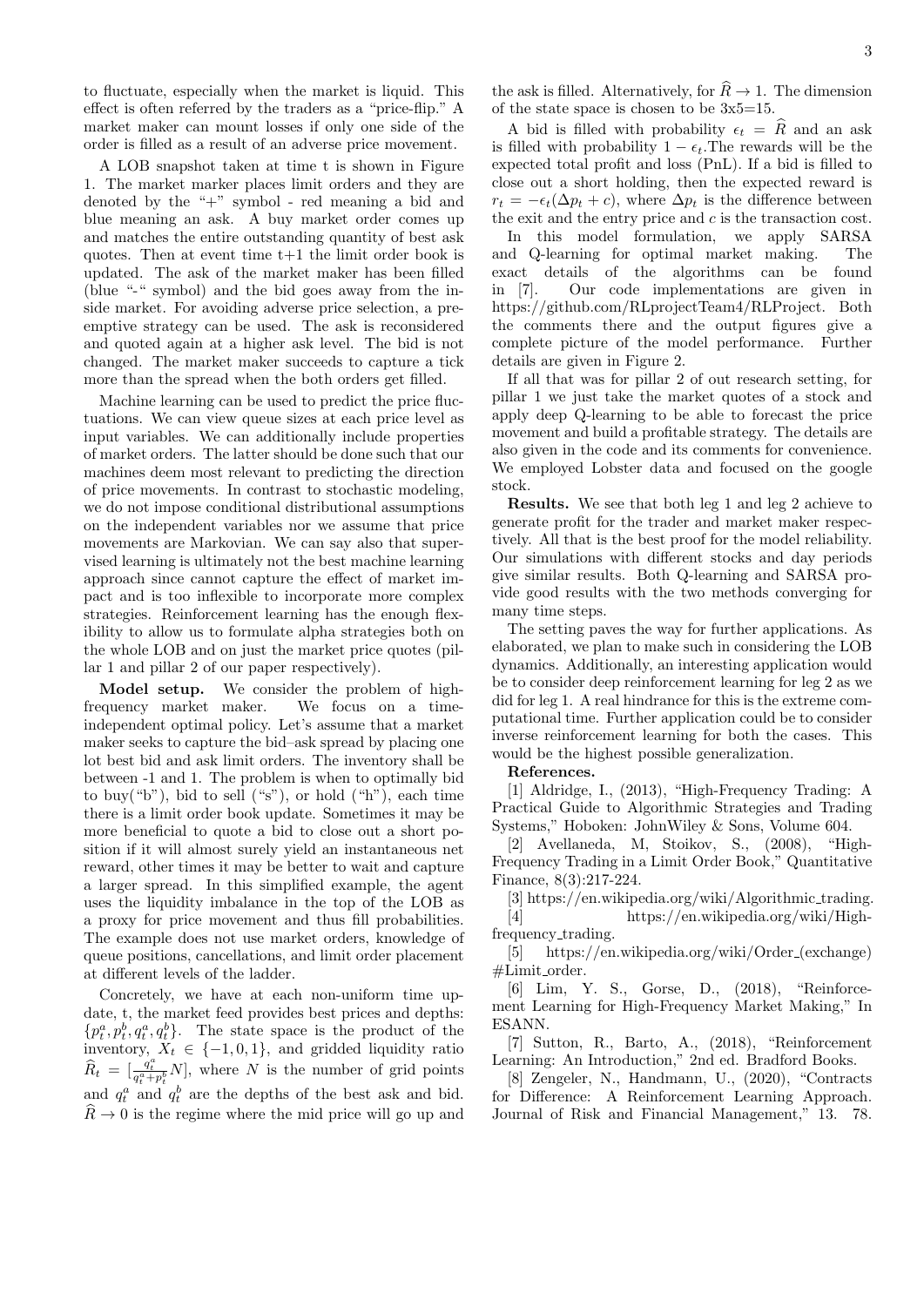to fluctuate, especially when the market is liquid. This effect is often referred by the traders as a "price-flip." A market maker can mount losses if only one side of the order is filled as a result of an adverse price movement.

A LOB snapshot taken at time t is shown in Figure 1. The market marker places limit orders and they are denoted by the "+" symbol - red meaning a bid and blue meaning an ask. A buy market order comes up and matches the entire outstanding quantity of best ask quotes. Then at event time t+1 the limit order book is updated. The ask of the market maker has been filled (blue "-" symbol) and the bid goes away from the inside market. For avoiding adverse price selection, a preemptive strategy can be used. The ask is reconsidered and quoted again at a higher ask level. The bid is not changed. The market maker succeeds to capture a tick more than the spread when the both orders get filled.

Machine learning can be used to predict the price fluctuations. We can view queue sizes at each price level as input variables. We can additionally include properties of market orders. The latter should be done such that our machines deem most relevant to predicting the direction of price movements. In contrast to stochastic modeling, we do not impose conditional distributional assumptions on the independent variables nor we assume that price movements are Markovian. We can say also that supervised learning is ultimately not the best machine learning approach since cannot capture the effect of market impact and is too inflexible to incorporate more complex strategies. Reinforcement learning has the enough flexibility to allow us to formulate alpha strategies both on the whole LOB and on just the market price quotes (pillar 1 and pillar 2 of our paper respectively).

**Model setup.** We consider the problem of high-frequency market maker. We focus on a time-independent optimal policy. Let's assume that a market maker seeks to capture the bid–ask spread by placing one lot best bid and ask limit orders. The inventory shall be between -1 and 1. The problem is when to optimally bid to buy("b"), bid to sell ("s"), or hold ("h"), each time there is a limit order book update. Sometimes it may be more beneficial to quote a bid to close out a short position if it will almost surely yield an instantaneous net reward, other times it may be better to wait and capture a larger spread. In this simplified example, the agent uses the liquidity imbalance in the top of the LOB as a proxy for price movement and thus fill probabilities. The example does not use market orders, knowledge of queue positions, cancellations, and limit order placement at different levels of the ladder.

Concretely, we have at each non-uniform time update, t, the market feed provides best prices and depths: $\{p^a_t, p^b_t, q^a_t, q^b_t\}$. The state space is the product of the inventory, $X_t \in \{-1, 0, 1\}$, and gridded liquidity ratio $\widehat{R}_t = [\frac{q^a_t}{q^a_t+p^b_t}N]$, where $N$ is the number of grid points and $q^a_t$ and $q^b_t$ are the depths of the best ask and bid. $\widehat{R} \to 0$ is the regime where the mid price will go up and the ask is filled. Alternatively, for $\widehat{R} \to 1$. The dimension of the state space is chosen to be 3x5=15.

A bid is filled with probability $\epsilon_t = \widehat{R}$ and an ask is filled with probability $1 - \epsilon_t$.The rewards will be the expected total profit and loss (PnL). If a bid is filled to close out a short holding, then the expected reward is $r_t = -\epsilon_t(\Delta p_t + c)$, where $\Delta p_t$ is the difference between the exit and the entry price and $c$ is the transaction cost.

In this model formulation, we apply SARSA and Q-learning for optimal market making. The exact details of the algorithms can be found in [7]. Our code implementations are given in https://github.com/RLprojectTeam4/RLProject. Both the comments there and the output figures give a complete picture of the model performance. Further details are given in Figure 2.

If all that was for pillar 2 of out research setting, for pillar 1 we just take the market quotes of a stock and apply deep Q-learning to be able to forecast the price movement and build a profitable strategy. The details are also given in the code and its comments for convenience. We employed Lobster data and focused on the google stock.

**Results.** We see that both leg 1 and leg 2 achieve to generate profit for the trader and market maker respectively. All that is the best proof for the model reliability. Our simulations with different stocks and day periods give similar results. Both Q-learning and SARSA provide good results with the two methods converging for many time steps.

The setting paves the way for further applications. As elaborated, we plan to make such in considering the LOB dynamics. Additionally, an interesting application would be to consider deep reinforcement learning for leg 2 as we did for leg 1. A real hindrance for this is the extreme computational time. Further application could be to consider inverse reinforcement learning for both the cases. This would be the highest possible generalization.

**References.**

[1] Aldridge, I., (2013), "High-Frequency Trading: A Practical Guide to Algorithmic Strategies and Trading Systems," Hoboken: JohnWiley & Sons, Volume 604.

[2] Avellaneda, M, Stoikov, S., (2008), "High-Frequency Trading in a Limit Order Book," Quantitative Finance, 8(3):217-224.

[3] https://en.wikipedia.org/wiki/Algorithmic_trading.

[4] https://en.wikipedia.org/wiki/High-frequency_trading.

[5] https://en.wikipedia.org/wiki/Order_(exchange)#Limit_order.

[6] Lim, Y. S., Gorse, D., (2018), "Reinforcement Learning for High-Frequency Market Making," In ESANN.

[7] Sutton, R., Barto, A., (2018), "Reinforcement Learning: An Introduction," 2nd ed. Bradford Books.

[8] Zengeler, N., Handmann, U., (2020), "Contracts for Difference: A Reinforcement Learning Approach. Journal of Risk and Financial Management," 13. 78.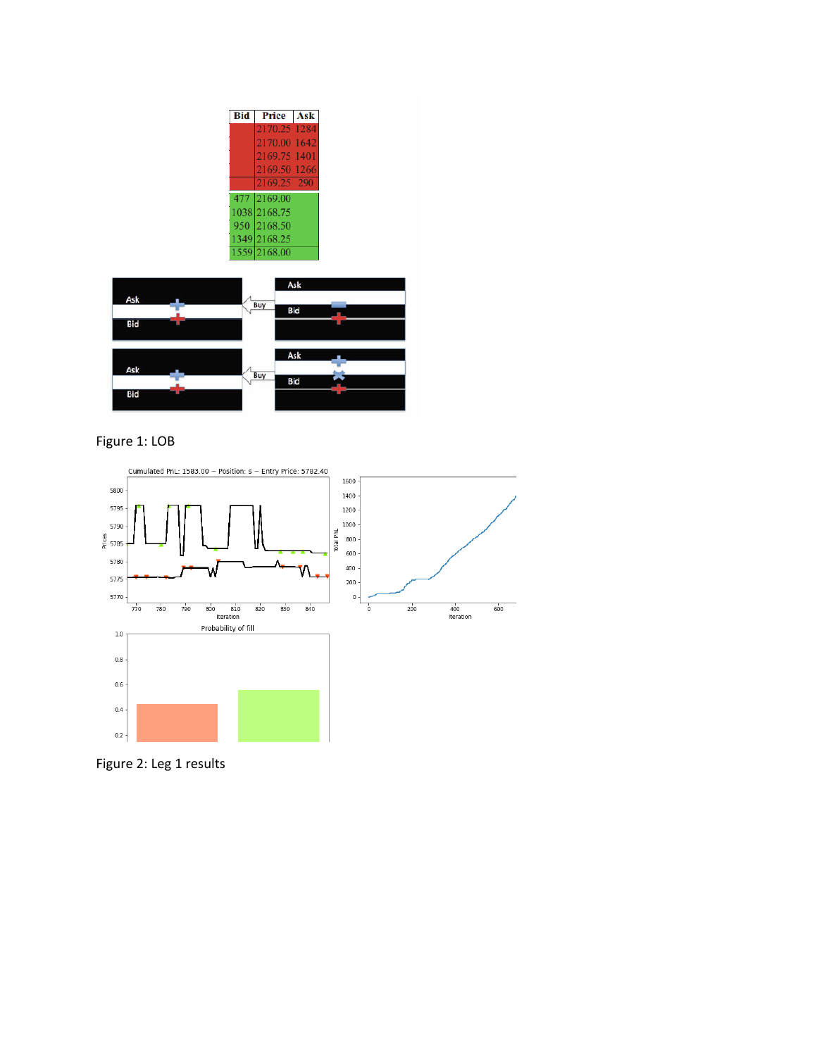| Bid | Price | Ask |
|---|---|---|
| | 2170.25 | 1284 |
| | 2170.00 | 1642 |
| | 2169.75 | 1401 |
| | 2169.50 | 1266 |
| | 2169.25 | 290 |
| 477 | 2169.00 | |
| 1038 | 2168.75 | |
| 950 | 2168.50 | |
| 1349 | 2168.25 | |
| 1559 | 2168.00 | |

Ask
Bid
Buy
Ask
Bid

Ask
Bid
Buy
Ask
Bid

Figure 1: LOB

Cumulated PnL: 1583.00 – Position: s – Entry Price: 5782.40
Prices
Iteration
Total PnL
Iteration
Probability of fill

Figure 2: Leg 1 results